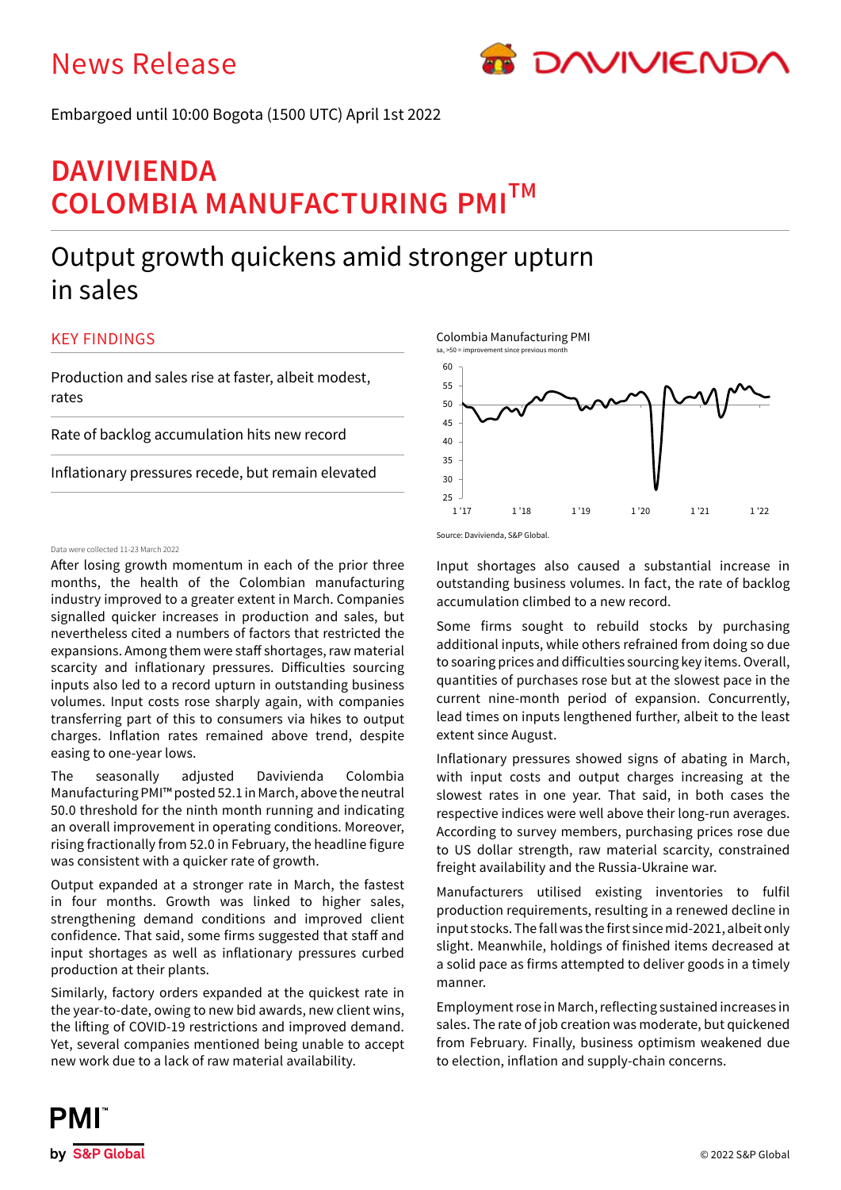News Release

Embargoed until 10:00 Bogota (1500 UTC) April 1st 2022

# DAVIVIENDA COLOMBIA MANUFACTURING PMI™

## Output growth quickens amid stronger upturn in sales

### KEY FINDINGS

Production and sales rise at faster, albeit modest, rates

Rate of backlog accumulation hits new record

Inflationary pressures recede, but remain elevated

Colombia Manufacturing PMI

sa, >50 = improvement since previous month

Source: Davivienda, S&P Global.

Data were collected 11-23 March 2022

After losing growth momentum in each of the prior three months, the health of the Colombian manufacturing industry improved to a greater extent in March. Companies signalled quicker increases in production and sales, but nevertheless cited a numbers of factors that restricted the expansions. Among them were staff shortages, raw material scarcity and inflationary pressures. Difficulties sourcing inputs also led to a record upturn in outstanding business volumes. Input costs rose sharply again, with companies transferring part of this to consumers via hikes to output charges. Inflation rates remained above trend, despite easing to one-year lows.

The seasonally adjusted Davivienda Colombia Manufacturing PMI™ posted 52.1 in March, above the neutral 50.0 threshold for the ninth month running and indicating an overall improvement in operating conditions. Moreover, rising fractionally from 52.0 in February, the headline figure was consistent with a quicker rate of growth.

Output expanded at a stronger rate in March, the fastest in four months. Growth was linked to higher sales, strengthening demand conditions and improved client confidence. That said, some firms suggested that staff and input shortages as well as inflationary pressures curbed production at their plants.

Similarly, factory orders expanded at the quickest rate in the year-to-date, owing to new bid awards, new client wins, the lifting of COVID-19 restrictions and improved demand. Yet, several companies mentioned being unable to accept new work due to a lack of raw material availability.

Input shortages also caused a substantial increase in outstanding business volumes. In fact, the rate of backlog accumulation climbed to a new record.

Some firms sought to rebuild stocks by purchasing additional inputs, while others refrained from doing so due to soaring prices and difficulties sourcing key items. Overall, quantities of purchases rose but at the slowest pace in the current nine-month period of expansion. Concurrently, lead times on inputs lengthened further, albeit to the least extent since August.

Inflationary pressures showed signs of abating in March, with input costs and output charges increasing at the slowest rates in one year. That said, in both cases the respective indices were well above their long-run averages. According to survey members, purchasing prices rose due to US dollar strength, raw material scarcity, constrained freight availability and the Russia-Ukraine war.

Manufacturers utilised existing inventories to fulfil production requirements, resulting in a renewed decline in input stocks. The fall was the first since mid-2021, albeit only slight. Meanwhile, holdings of finished items decreased at a solid pace as firms attempted to deliver goods in a timely manner.

Employment rose in March, reflecting sustained increases in sales. The rate of job creation was moderate, but quickened from February. Finally, business optimism weakened due to election, inflation and supply-chain concerns.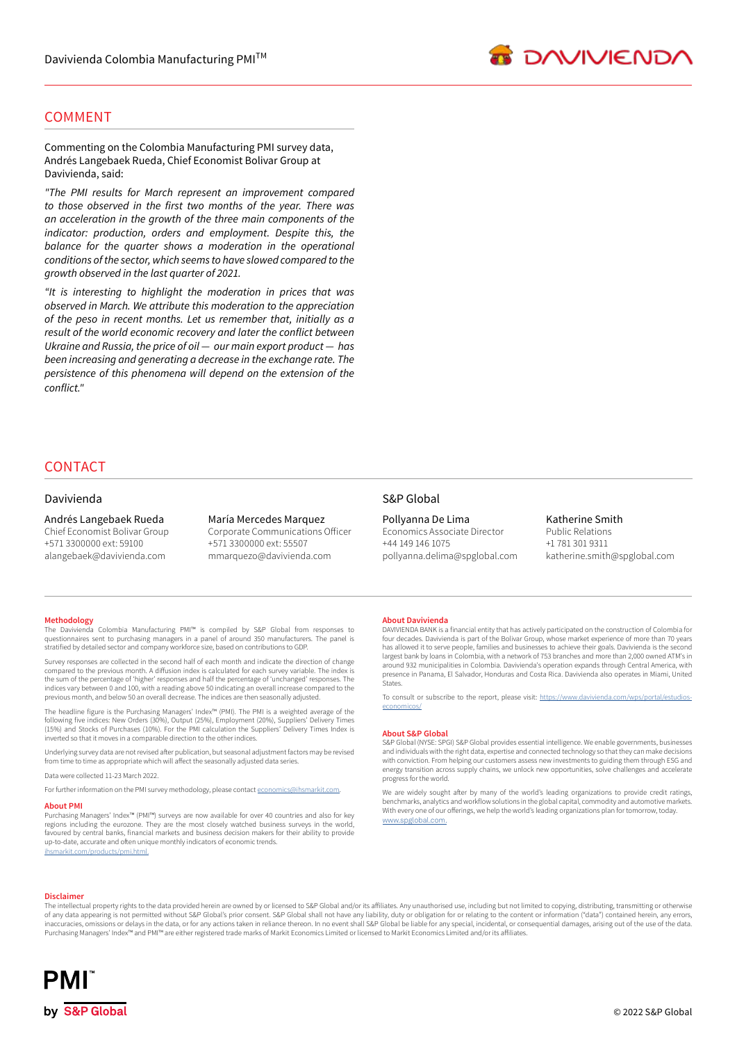## COMMENT

Commenting on the Colombia Manufacturing PMI survey data, Andrés Langebaek Rueda, Chief Economist Bolivar Group at Davivienda, said:

*"The PMI results for March represent an improvement compared to those observed in the first two months of the year. There was an acceleration in the growth of the three main components of the indicator: production, orders and employment. Despite this, the balance for the quarter shows a moderation in the operational conditions of the sector, which seems to have slowed compared to the growth observed in the last quarter of 2021.*

*"It is interesting to highlight the moderation in prices that was observed in March. We attribute this moderation to the appreciation of the peso in recent months. Let us remember that, initially as a result of the world economic recovery and later the conflict between Ukraine and Russia, the price of oil — our main export product — has been increasing and generating a decrease in the exchange rate. The persistence of this phenomena will depend on the extension of the conflict."*

## CONTACT

### Davivienda

**Andrés Langebaek Rueda**
Chief Economist Bolivar Group
+571 3300000 ext: 59100
alangebaek@davivienda.com

**María Mercedes Marquez**
Corporate Communications Officer
+571 3300000 ext: 55507
mmarquezo@davivienda.com

### S&P Global

**Pollyanna De Lima**
Economics Associate Director
+44 149 146 1075
pollyanna.delima@spglobal.com

**Katherine Smith**
Public Relations
+1 781 301 9311
katherine.smith@spglobal.com

#### Methodology

The Davivienda Colombia Manufacturing PMI™ is compiled by S&P Global from responses to questionnaires sent to purchasing managers in a panel of around 350 manufacturers. The panel is stratified by detailed sector and company workforce size, based on contributions to GDP.

Survey responses are collected in the second half of each month and indicate the direction of change compared to the previous month. A diffusion index is calculated for each survey variable. The index is the sum of the percentage of 'higher' responses and half the percentage of 'unchanged' responses. The indices vary between 0 and 100, with a reading above 50 indicating an overall increase compared to the previous month, and below 50 an overall decrease. The indices are then seasonally adjusted.

The headline figure is the Purchasing Managers' Index™ (PMI). The PMI is a weighted average of the following five indices: New Orders (30%), Output (25%), Employment (20%), Suppliers' Delivery Times (15%) and Stocks of Purchases (10%). For the PMI calculation the Suppliers' Delivery Times Index is inverted so that it moves in a comparable direction to the other indices.

Underlying survey data are not revised after publication, but seasonal adjustment factors may be revised from time to time as appropriate which will affect the seasonally adjusted data series.

Data were collected 11-23 March 2022.

For further information on the PMI survey methodology, please contact economics@ihsmarkit.com.

#### About PMI

Purchasing Managers' Index™ (PMI™) surveys are now available for over 40 countries and also for key regions including the eurozone. They are the most closely watched business surveys in the world, favoured by central banks, financial markets and business decision makers for their ability to provide up-to-date, accurate and often unique monthly indicators of economic trends.
ihsmarkit.com/products/pmi.html.

#### About Davivienda

DAVIVIENDA BANK is a financial entity that has actively participated on the construction of Colombia for four decades. Davivienda is part of the Bolivar Group, whose market experience of more than 70 years has allowed it to serve people, families and businesses to achieve their goals. Davivienda is the second largest bank by loans in Colombia, with a network of 753 branches and more than 2,000 owned ATM's in around 932 municipalities in Colombia. Davivienda's operation expands through Central America, with presence in Panama, El Salvador, Honduras and Costa Rica. Davivienda also operates in Miami, United States.

To consult or subscribe to the report, please visit: https://www.davivienda.com/wps/portal/estudios-economicos/

#### About S&P Global

S&P Global (NYSE: SPGI) S&P Global provides essential intelligence. We enable governments, businesses and individuals with the right data, expertise and connected technology so that they can make decisions with conviction. From helping our customers assess new investments to guiding them through ESG and energy transition across supply chains, we unlock new opportunities, solve challenges and accelerate progress for the world.

We are widely sought after by many of the world's leading organizations to provide credit ratings, benchmarks, analytics and workflow solutions in the global capital, commodity and automotive markets. With every one of our offerings, we help the world's leading organizations plan for tomorrow, today.
www.spglobal.com.

#### Disclaimer

The intellectual property rights to the data provided herein are owned by or licensed to S&P Global and/or its affiliates. Any unauthorised use, including but not limited to copying, distributing, transmitting or otherwise of any data appearing is not permitted without S&P Global's prior consent. S&P Global shall not have any liability, duty or obligation for or relating to the content or information ("data") contained herein, any errors, inaccuracies, omissions or delays in the data, or for any actions taken in reliance thereon. In no event shall S&P Global be liable for any special, incidental, or consequential damages, arising out of the use of the data. Purchasing Managers' Index™ and PMI™ are either registered trade marks of Markit Economics Limited or licensed to Markit Economics Limited and/or its affiliates.

PMI™ by S&P Global

© 2022 S&P Global